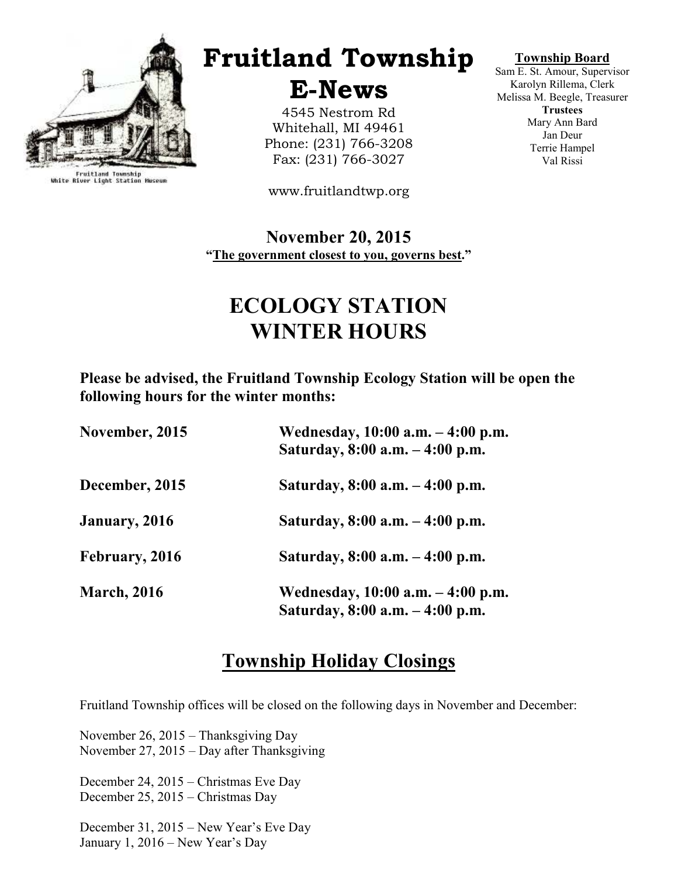Fruitland Township
White River Light Station Museum

# Fruitland Township E-News

4545 Nestrom Rd
Whitehall, MI 49461
Phone: (231) 766-3208
Fax: (231) 766-3027

www.fruitlandtwp.org

**Township Board**
Sam E. St. Amour, Supervisor
Karolyn Rillema, Clerk
Melissa M. Beegle, Treasurer
**Trustees**
Mary Ann Bard
Jan Deur
Terrie Hampel
Val Rissi

**November 20, 2015**
**"The government closest to you, governs best."**

# ECOLOGY STATION WINTER HOURS

**Please be advised, the Fruitland Township Ecology Station will be open the following hours for the winter months:**

| | |
|---|---|
| **November, 2015** | **Wednesday, 10:00 a.m. – 4:00 p.m.** <br> **Saturday, 8:00 a.m. – 4:00 p.m.** |
| **December, 2015** | **Saturday, 8:00 a.m. – 4:00 p.m.** |
| **January, 2016** | **Saturday, 8:00 a.m. – 4:00 p.m.** |
| **February, 2016** | **Saturday, 8:00 a.m. – 4:00 p.m.** |
| **March, 2016** | **Wednesday, 10:00 a.m. – 4:00 p.m.** <br> **Saturday, 8:00 a.m. – 4:00 p.m.** |

## Township Holiday Closings

Fruitland Township offices will be closed on the following days in November and December:

November 26, 2015 – Thanksgiving Day
November 27, 2015 – Day after Thanksgiving

December 24, 2015 – Christmas Eve Day
December 25, 2015 – Christmas Day

December 31, 2015 – New Year's Eve Day
January 1, 2016 – New Year's Day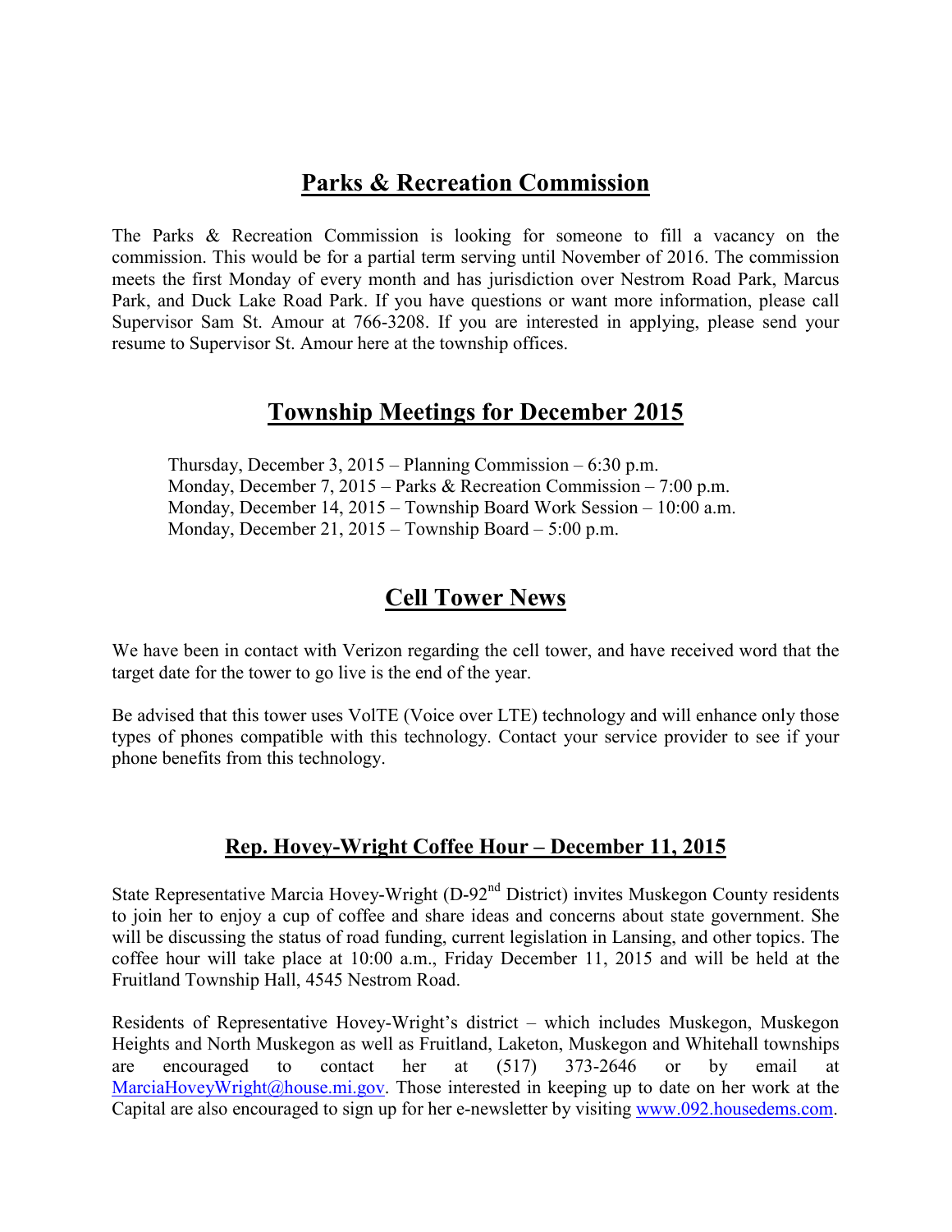## Parks & Recreation Commission

The Parks & Recreation Commission is looking for someone to fill a vacancy on the commission. This would be for a partial term serving until November of 2016. The commission meets the first Monday of every month and has jurisdiction over Nestrom Road Park, Marcus Park, and Duck Lake Road Park. If you have questions or want more information, please call Supervisor Sam St. Amour at 766-3208. If you are interested in applying, please send your resume to Supervisor St. Amour here at the township offices.

## Township Meetings for December 2015

Thursday, December 3, 2015 – Planning Commission – 6:30 p.m.
Monday, December 7, 2015 – Parks & Recreation Commission – 7:00 p.m.
Monday, December 14, 2015 – Township Board Work Session – 10:00 a.m.
Monday, December 21, 2015 – Township Board – 5:00 p.m.

## Cell Tower News

We have been in contact with Verizon regarding the cell tower, and have received word that the target date for the tower to go live is the end of the year.

Be advised that this tower uses VolTE (Voice over LTE) technology and will enhance only those types of phones compatible with this technology. Contact your service provider to see if your phone benefits from this technology.

## Rep. Hovey-Wright Coffee Hour – December 11, 2015

State Representative Marcia Hovey-Wright (D-92nd District) invites Muskegon County residents to join her to enjoy a cup of coffee and share ideas and concerns about state government. She will be discussing the status of road funding, current legislation in Lansing, and other topics. The coffee hour will take place at 10:00 a.m., Friday December 11, 2015 and will be held at the Fruitland Township Hall, 4545 Nestrom Road.

Residents of Representative Hovey-Wright's district – which includes Muskegon, Muskegon Heights and North Muskegon as well as Fruitland, Laketon, Muskegon and Whitehall townships are encouraged to contact her at (517) 373-2646 or by email at MarciaHoveyWright@house.mi.gov. Those interested in keeping up to date on her work at the Capital are also encouraged to sign up for her e-newsletter by visiting www.092.housedems.com.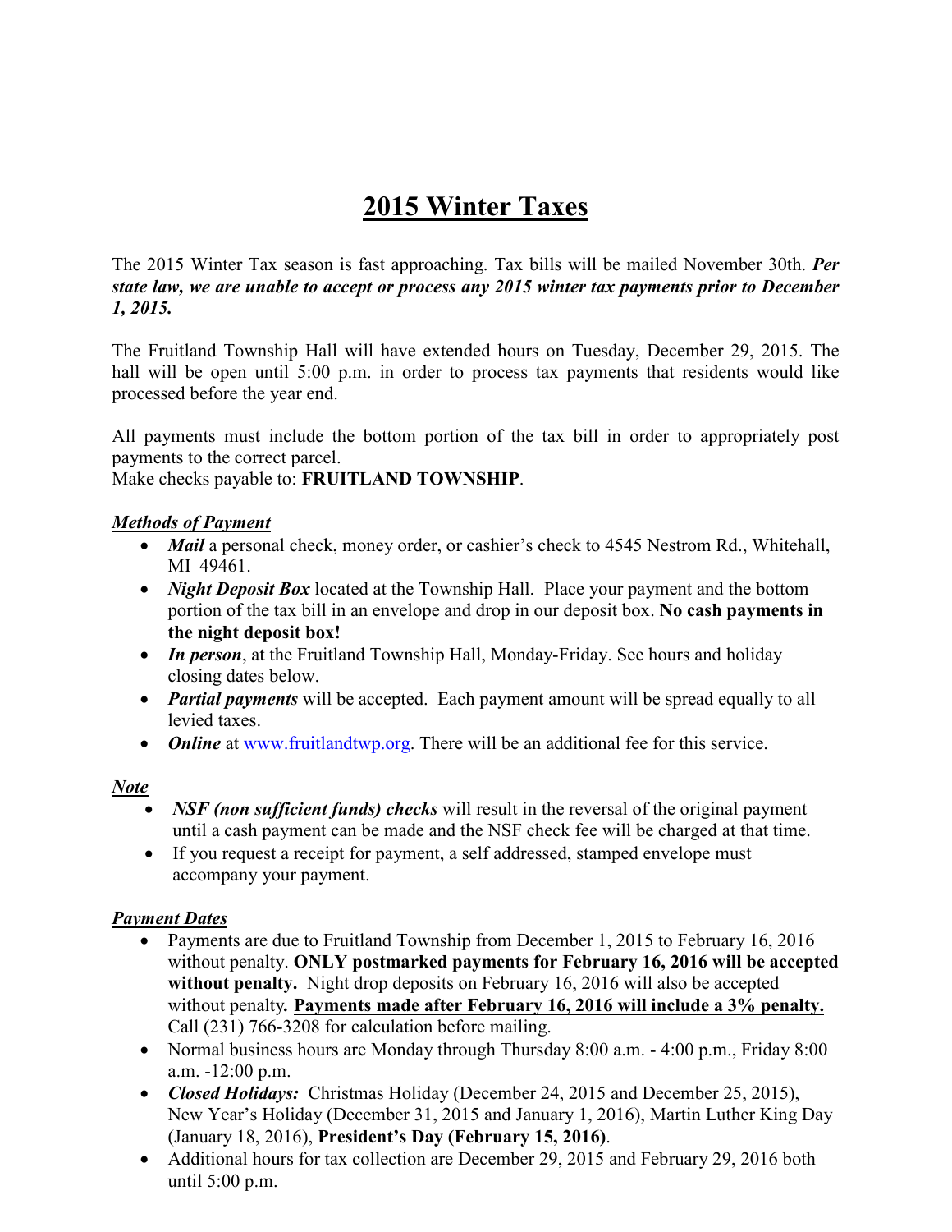// 2015 Winter Taxes

The 2015 Winter Tax season is fast approaching. Tax bills will be mailed November 30th. ***Per state law, we are unable to accept or process any 2015 winter tax payments prior to December 1, 2015.***

The Fruitland Township Hall will have extended hours on Tuesday, December 29, 2015. The hall will be open until 5:00 p.m. in order to process tax payments that residents would like processed before the year end.

All payments must include the bottom portion of the tax bill in order to appropriately post payments to the correct parcel.
Make checks payable to: **FRUITLAND TOWNSHIP**.

***Methods of Payment***

- ***Mail*** a personal check, money order, or cashier's check to 4545 Nestrom Rd., Whitehall, MI 49461.
- ***Night Deposit Box*** located at the Township Hall. Place your payment and the bottom portion of the tax bill in an envelope and drop in our deposit box. **No cash payments in the night deposit box!**
- ***In person***, at the Fruitland Township Hall, Monday-Friday. See hours and holiday closing dates below.
- ***Partial payments*** will be accepted. Each payment amount will be spread equally to all levied taxes.
- ***Online*** at [www.fruitlandtwp.org](www.fruitlandtwp.org). There will be an additional fee for this service.

***Note***

- ***NSF (non sufficient funds) checks*** will result in the reversal of the original payment until a cash payment can be made and the NSF check fee will be charged at that time.
- If you request a receipt for payment, a self addressed, stamped envelope must accompany your payment.

***Payment Dates***

- Payments are due to Fruitland Township from December 1, 2015 to February 16, 2016 without penalty. **ONLY postmarked payments for February 16, 2016 will be accepted without penalty.** Night drop deposits on February 16, 2016 will also be accepted without penalty**.** <u>**Payments made after February 16, 2016 will include a 3% penalty.**</u> Call (231) 766-3208 for calculation before mailing.
- Normal business hours are Monday through Thursday 8:00 a.m. - 4:00 p.m., Friday 8:00 a.m. -12:00 p.m.
- ***Closed Holidays:*** Christmas Holiday (December 24, 2015 and December 25, 2015), New Year's Holiday (December 31, 2015 and January 1, 2016), Martin Luther King Day (January 18, 2016), **President's Day (February 15, 2016)**.
- Additional hours for tax collection are December 29, 2015 and February 29, 2016 both until 5:00 p.m.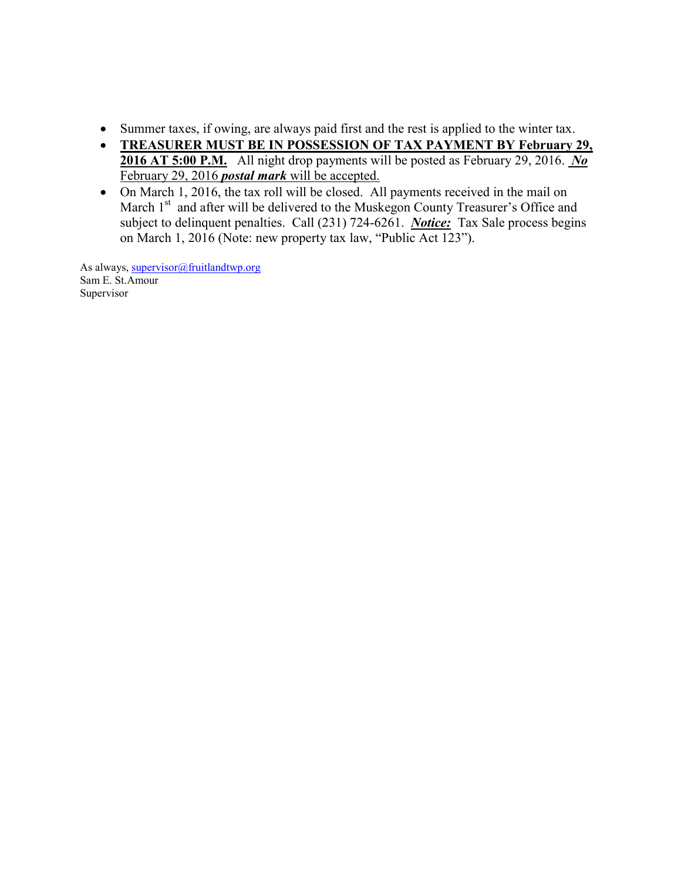- Summer taxes, if owing, are always paid first and the rest is applied to the winter tax.
- **TREASURER MUST BE IN POSSESSION OF TAX PAYMENT BY February 29, 2016 AT 5:00 P.M.** All night drop payments will be posted as February 29, 2016. ***No*** February 29, 2016 ***postal mark*** will be accepted.
- On March 1, 2016, the tax roll will be closed. All payments received in the mail on March 1st and after will be delivered to the Muskegon County Treasurer's Office and subject to delinquent penalties. Call (231) 724-6261. ***Notice:*** Tax Sale process begins on March 1, 2016 (Note: new property tax law, "Public Act 123").

As always, supervisor@fruitlandtwp.org
Sam E. St.Amour
Supervisor